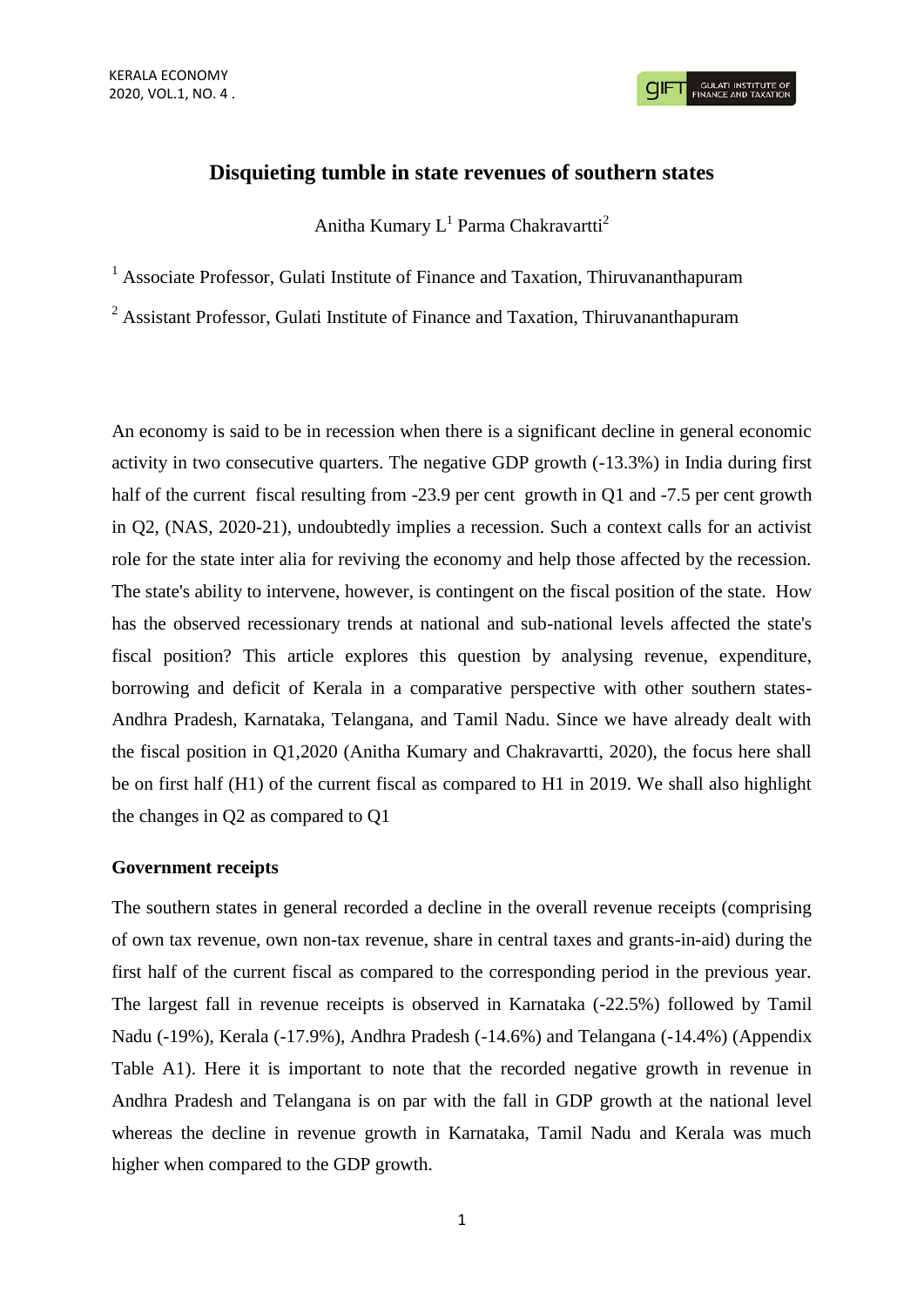# Disquieting tumble in state revenues of southern states

Anitha Kumary L[1] Parma Chakravartti[2]

[1] Associate Professor, Gulati Institute of Finance and Taxation, Thiruvananthapuram

[2] Assistant Professor, Gulati Institute of Finance and Taxation, Thiruvananthapuram

An economy is said to be in recession when there is a significant decline in general economic activity in two consecutive quarters. The negative GDP growth (-13.3%) in India during first half of the current fiscal resulting from -23.9 per cent growth in Q1 and -7.5 per cent growth in Q2, (NAS, 2020-21), undoubtedly implies a recession. Such a context calls for an activist role for the state inter alia for reviving the economy and help those affected by the recession. The state's ability to intervene, however, is contingent on the fiscal position of the state. How has the observed recessionary trends at national and sub-national levels affected the state's fiscal position? This article explores this question by analysing revenue, expenditure, borrowing and deficit of Kerala in a comparative perspective with other southern states- Andhra Pradesh, Karnataka, Telangana, and Tamil Nadu. Since we have already dealt with the fiscal position in Q1,2020 (Anitha Kumary and Chakravartti, 2020), the focus here shall be on first half (H1) of the current fiscal as compared to H1 in 2019. We shall also highlight the changes in Q2 as compared to Q1

## Government receipts

The southern states in general recorded a decline in the overall revenue receipts (comprising of own tax revenue, own non-tax revenue, share in central taxes and grants-in-aid) during the first half of the current fiscal as compared to the corresponding period in the previous year. The largest fall in revenue receipts is observed in Karnataka (-22.5%) followed by Tamil Nadu (-19%), Kerala (-17.9%), Andhra Pradesh (-14.6%) and Telangana (-14.4%) (Appendix Table A1). Here it is important to note that the recorded negative growth in revenue in Andhra Pradesh and Telangana is on par with the fall in GDP growth at the national level whereas the decline in revenue growth in Karnataka, Tamil Nadu and Kerala was much higher when compared to the GDP growth.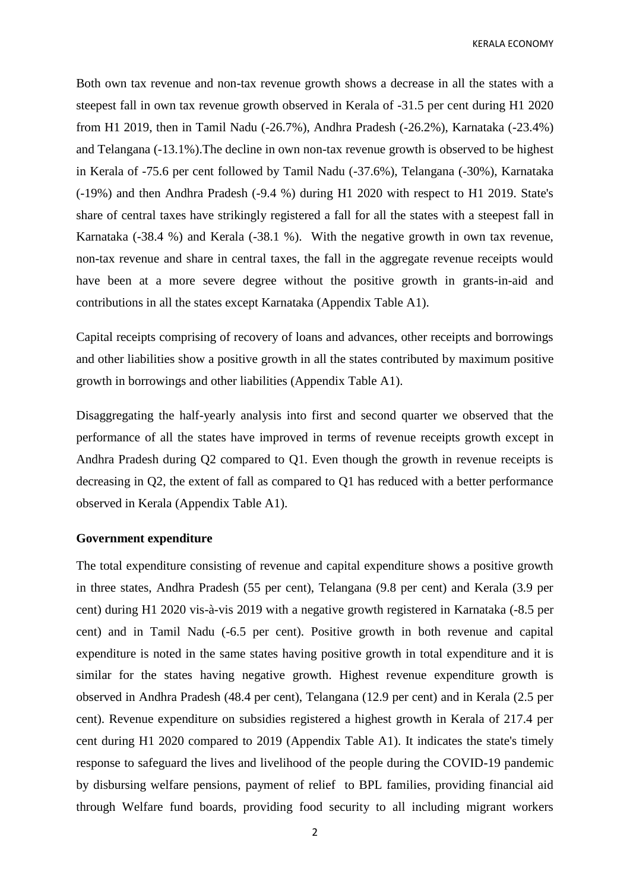Both own tax revenue and non-tax revenue growth shows a decrease in all the states with a steepest fall in own tax revenue growth observed in Kerala of -31.5 per cent during H1 2020 from H1 2019, then in Tamil Nadu (-26.7%), Andhra Pradesh (-26.2%), Karnataka (-23.4%) and Telangana (-13.1%).The decline in own non-tax revenue growth is observed to be highest in Kerala of -75.6 per cent followed by Tamil Nadu (-37.6%), Telangana (-30%), Karnataka (-19%) and then Andhra Pradesh (-9.4 %) during H1 2020 with respect to H1 2019. State's share of central taxes have strikingly registered a fall for all the states with a steepest fall in Karnataka (-38.4 %) and Kerala (-38.1 %). With the negative growth in own tax revenue, non-tax revenue and share in central taxes, the fall in the aggregate revenue receipts would have been at a more severe degree without the positive growth in grants-in-aid and contributions in all the states except Karnataka (Appendix Table A1).

Capital receipts comprising of recovery of loans and advances, other receipts and borrowings and other liabilities show a positive growth in all the states contributed by maximum positive growth in borrowings and other liabilities (Appendix Table A1).

Disaggregating the half-yearly analysis into first and second quarter we observed that the performance of all the states have improved in terms of revenue receipts growth except in Andhra Pradesh during Q2 compared to Q1. Even though the growth in revenue receipts is decreasing in Q2, the extent of fall as compared to Q1 has reduced with a better performance observed in Kerala (Appendix Table A1).

**Government expenditure**

The total expenditure consisting of revenue and capital expenditure shows a positive growth in three states, Andhra Pradesh (55 per cent), Telangana (9.8 per cent) and Kerala (3.9 per cent) during H1 2020 vis-à-vis 2019 with a negative growth registered in Karnataka (-8.5 per cent) and in Tamil Nadu (-6.5 per cent). Positive growth in both revenue and capital expenditure is noted in the same states having positive growth in total expenditure and it is similar for the states having negative growth. Highest revenue expenditure growth is observed in Andhra Pradesh (48.4 per cent), Telangana (12.9 per cent) and in Kerala (2.5 per cent). Revenue expenditure on subsidies registered a highest growth in Kerala of 217.4 per cent during H1 2020 compared to 2019 (Appendix Table A1). It indicates the state's timely response to safeguard the lives and livelihood of the people during the COVID-19 pandemic by disbursing welfare pensions, payment of relief to BPL families, providing financial aid through Welfare fund boards, providing food security to all including migrant workers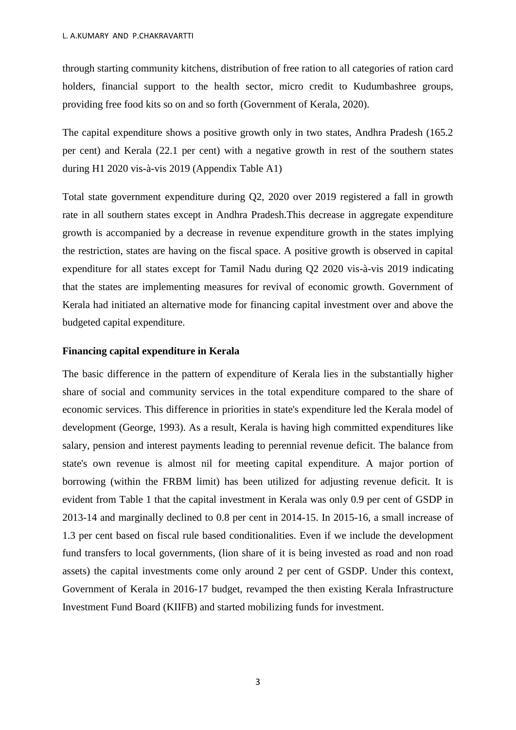through starting community kitchens, distribution of free ration to all categories of ration card holders, financial support to the health sector, micro credit to Kudumbashree groups, providing free food kits so on and so forth (Government of Kerala, 2020).

The capital expenditure shows a positive growth only in two states, Andhra Pradesh (165.2 per cent) and Kerala (22.1 per cent) with a negative growth in rest of the southern states during H1 2020 vis-à-vis 2019 (Appendix Table A1)

Total state government expenditure during Q2, 2020 over 2019 registered a fall in growth rate in all southern states except in Andhra Pradesh.This decrease in aggregate expenditure growth is accompanied by a decrease in revenue expenditure growth in the states implying the restriction, states are having on the fiscal space. A positive growth is observed in capital expenditure for all states except for Tamil Nadu during Q2 2020 vis-à-vis 2019 indicating that the states are implementing measures for revival of economic growth. Government of Kerala had initiated an alternative mode for financing capital investment over and above the budgeted capital expenditure.

**Financing capital expenditure in Kerala**

The basic difference in the pattern of expenditure of Kerala lies in the substantially higher share of social and community services in the total expenditure compared to the share of economic services. This difference in priorities in state's expenditure led the Kerala model of development (George, 1993). As a result, Kerala is having high committed expenditures like salary, pension and interest payments leading to perennial revenue deficit. The balance from state's own revenue is almost nil for meeting capital expenditure. A major portion of borrowing (within the FRBM limit) has been utilized for adjusting revenue deficit. It is evident from Table 1 that the capital investment in Kerala was only 0.9 per cent of GSDP in 2013-14 and marginally declined to 0.8 per cent in 2014-15. In 2015-16, a small increase of 1.3 per cent based on fiscal rule based conditionalities. Even if we include the development fund transfers to local governments, (lion share of it is being invested as road and non road assets) the capital investments come only around 2 per cent of GSDP. Under this context, Government of Kerala in 2016-17 budget, revamped the then existing Kerala Infrastructure Investment Fund Board (KIIFB) and started mobilizing funds for investment.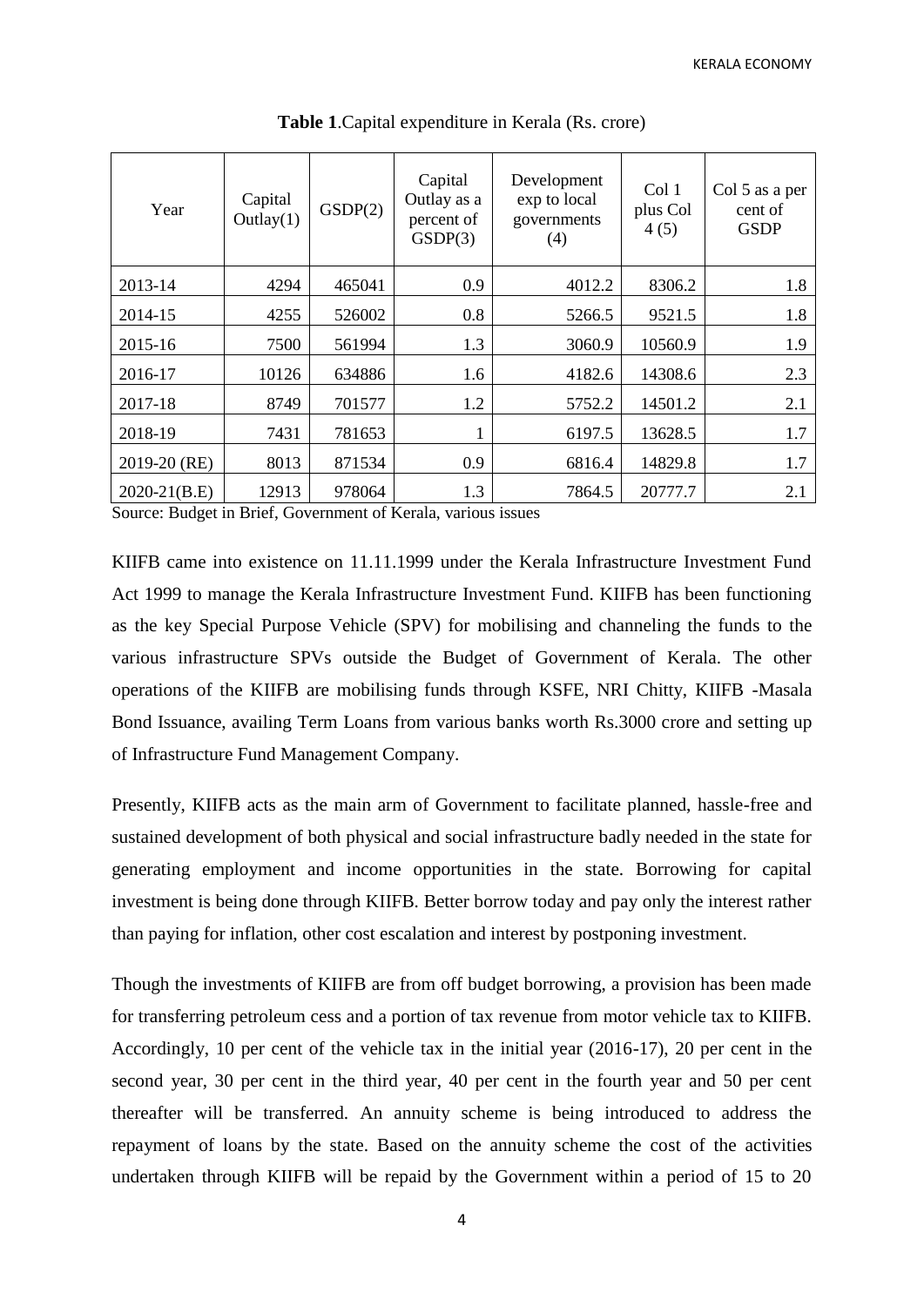**Table 1**.Capital expenditure in Kerala (Rs. crore)

| Year | Capital Outlay(1) | GSDP(2) | Capital Outlay as a percent of GSDP(3) | Development exp to local governments (4) | Col 1 plus Col 4 (5) | Col 5 as a per cent of GSDP |
|---|---|---|---|---|---|---|
| 2013-14 | 4294 | 465041 | 0.9 | 4012.2 | 8306.2 | 1.8 |
| 2014-15 | 4255 | 526002 | 0.8 | 5266.5 | 9521.5 | 1.8 |
| 2015-16 | 7500 | 561994 | 1.3 | 3060.9 | 10560.9 | 1.9 |
| 2016-17 | 10126 | 634886 | 1.6 | 4182.6 | 14308.6 | 2.3 |
| 2017-18 | 8749 | 701577 | 1.2 | 5752.2 | 14501.2 | 2.1 |
| 2018-19 | 7431 | 781653 | 1 | 6197.5 | 13628.5 | 1.7 |
| 2019-20 (RE) | 8013 | 871534 | 0.9 | 6816.4 | 14829.8 | 1.7 |
| 2020-21(B.E) | 12913 | 978064 | 1.3 | 7864.5 | 20777.7 | 2.1 |

Source: Budget in Brief, Government of Kerala, various issues

KIIFB came into existence on 11.11.1999 under the Kerala Infrastructure Investment Fund Act 1999 to manage the Kerala Infrastructure Investment Fund. KIIFB has been functioning as the key Special Purpose Vehicle (SPV) for mobilising and channeling the funds to the various infrastructure SPVs outside the Budget of Government of Kerala. The other operations of the KIIFB are mobilising funds through KSFE, NRI Chitty, KIIFB -Masala Bond Issuance, availing Term Loans from various banks worth Rs.3000 crore and setting up of Infrastructure Fund Management Company.

Presently, KIIFB acts as the main arm of Government to facilitate planned, hassle-free and sustained development of both physical and social infrastructure badly needed in the state for generating employment and income opportunities in the state. Borrowing for capital investment is being done through KIIFB. Better borrow today and pay only the interest rather than paying for inflation, other cost escalation and interest by postponing investment.

Though the investments of KIIFB are from off budget borrowing, a provision has been made for transferring petroleum cess and a portion of tax revenue from motor vehicle tax to KIIFB. Accordingly, 10 per cent of the vehicle tax in the initial year (2016-17), 20 per cent in the second year, 30 per cent in the third year, 40 per cent in the fourth year and 50 per cent thereafter will be transferred. An annuity scheme is being introduced to address the repayment of loans by the state. Based on the annuity scheme the cost of the activities undertaken through KIIFB will be repaid by the Government within a period of 15 to 20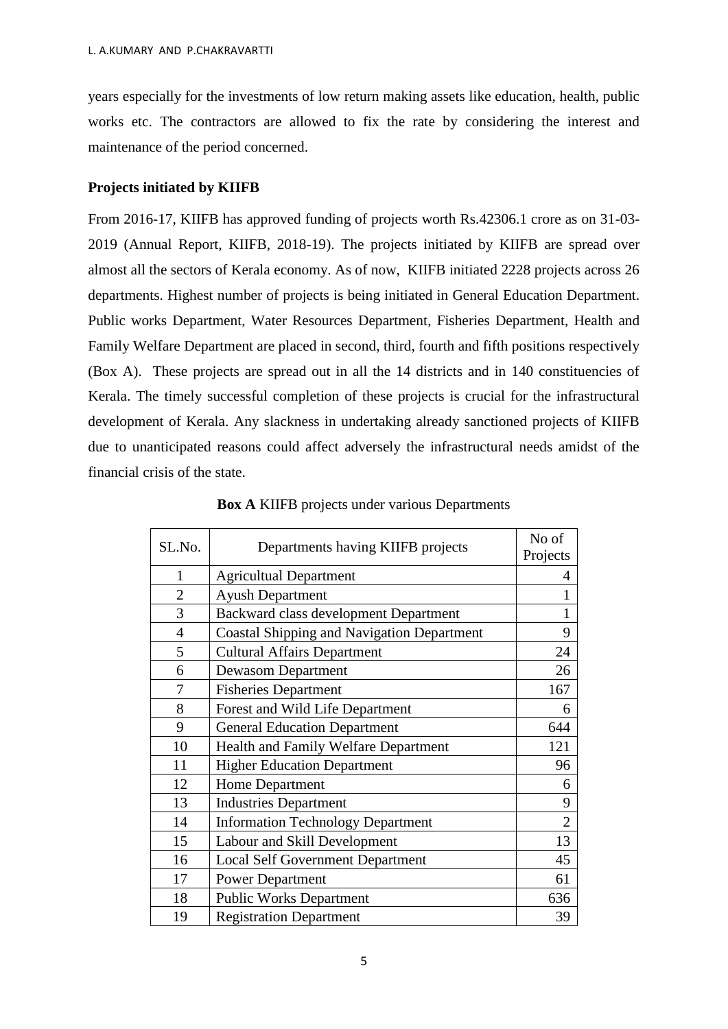years especially for the investments of low return making assets like education, health, public works etc. The contractors are allowed to fix the rate by considering the interest and maintenance of the period concerned.

**Projects initiated by KIIFB**

From 2016-17, KIIFB has approved funding of projects worth Rs.42306.1 crore as on 31-03-2019 (Annual Report, KIIFB, 2018-19). The projects initiated by KIIFB are spread over almost all the sectors of Kerala economy. As of now, KIIFB initiated 2228 projects across 26 departments. Highest number of projects is being initiated in General Education Department. Public works Department, Water Resources Department, Fisheries Department, Health and Family Welfare Department are placed in second, third, fourth and fifth positions respectively (Box A). These projects are spread out in all the 14 districts and in 140 constituencies of Kerala. The timely successful completion of these projects is crucial for the infrastructural development of Kerala. Any slackness in undertaking already sanctioned projects of KIIFB due to unanticipated reasons could affect adversely the infrastructural needs amidst of the financial crisis of the state.

**Box A** KIIFB projects under various Departments

| SL.No. | Departments having KIIFB projects | No of Projects |
|---|---|---|
| 1 | Agricultual Department | 4 |
| 2 | Ayush Department | 1 |
| 3 | Backward class development Department | 1 |
| 4 | Coastal Shipping and Navigation Department | 9 |
| 5 | Cultural Affairs Department | 24 |
| 6 | Dewasom Department | 26 |
| 7 | Fisheries Department | 167 |
| 8 | Forest and Wild Life Department | 6 |
| 9 | General Education Department | 644 |
| 10 | Health and Family Welfare Department | 121 |
| 11 | Higher Education Department | 96 |
| 12 | Home Department | 6 |
| 13 | Industries Department | 9 |
| 14 | Information Technology Department | 2 |
| 15 | Labour and Skill Development | 13 |
| 16 | Local Self Government Department | 45 |
| 17 | Power Department | 61 |
| 18 | Public Works Department | 636 |
| 19 | Registration Department | 39 |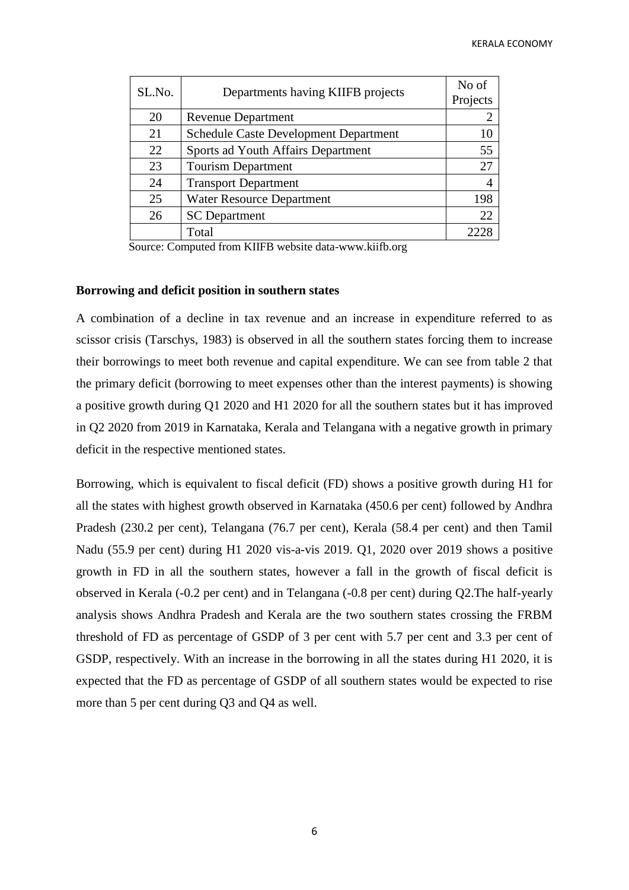| SL.No. | Departments having KIIFB projects | No of Projects |
|---|---|---|
| 20 | Revenue Department | 2 |
| 21 | Schedule Caste Development Department | 10 |
| 22 | Sports ad Youth Affairs Department | 55 |
| 23 | Tourism Department | 27 |
| 24 | Transport Department | 4 |
| 25 | Water Resource Department | 198 |
| 26 | SC Department | 22 |
| | Total | 2228 |

Source: Computed from KIIFB website data-www.kiifb.org

**Borrowing and deficit position in southern states**

A combination of a decline in tax revenue and an increase in expenditure referred to as scissor crisis (Tarschys, 1983) is observed in all the southern states forcing them to increase their borrowings to meet both revenue and capital expenditure. We can see from table 2 that the primary deficit (borrowing to meet expenses other than the interest payments) is showing a positive growth during Q1 2020 and H1 2020 for all the southern states but it has improved in Q2 2020 from 2019 in Karnataka, Kerala and Telangana with a negative growth in primary deficit in the respective mentioned states.

Borrowing, which is equivalent to fiscal deficit (FD) shows a positive growth during H1 for all the states with highest growth observed in Karnataka (450.6 per cent) followed by Andhra Pradesh (230.2 per cent), Telangana (76.7 per cent), Kerala (58.4 per cent) and then Tamil Nadu (55.9 per cent) during H1 2020 vis-a-vis 2019. Q1, 2020 over 2019 shows a positive growth in FD in all the southern states, however a fall in the growth of fiscal deficit is observed in Kerala (-0.2 per cent) and in Telangana (-0.8 per cent) during Q2.The half-yearly analysis shows Andhra Pradesh and Kerala are the two southern states crossing the FRBM threshold of FD as percentage of GSDP of 3 per cent with 5.7 per cent and 3.3 per cent of GSDP, respectively. With an increase in the borrowing in all the states during H1 2020, it is expected that the FD as percentage of GSDP of all southern states would be expected to rise more than 5 per cent during Q3 and Q4 as well.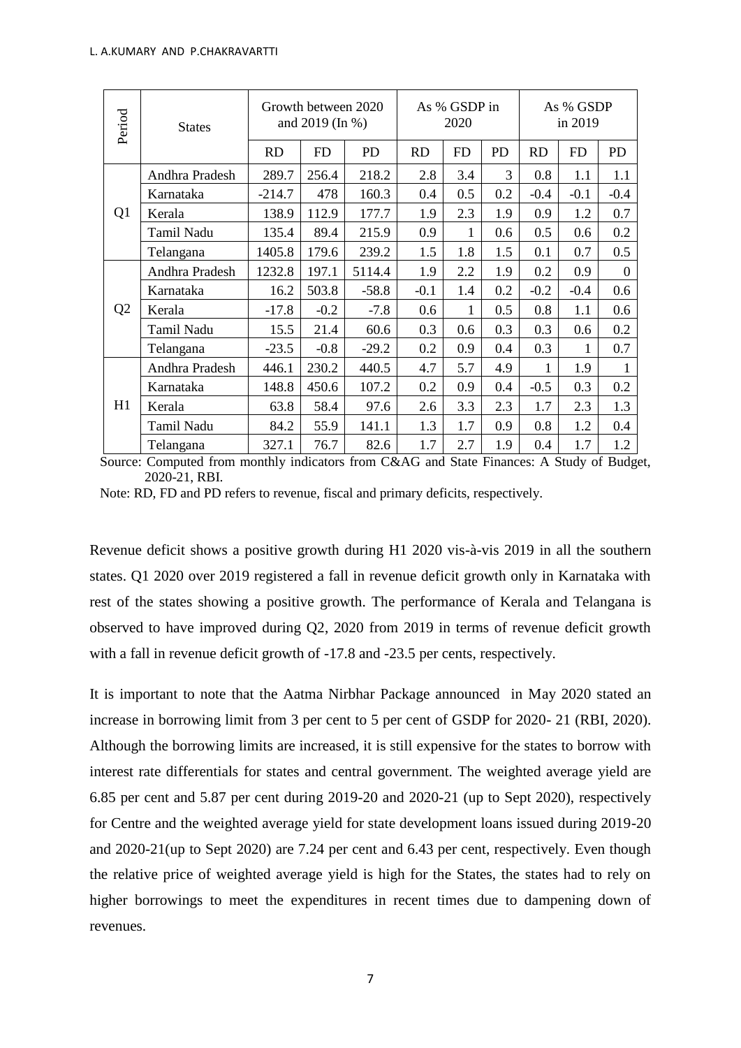| Period | States | Growth between 2020 and 2019 (In %) | | | As % GSDP in 2020 | | | As % GSDP in 2019 | | |
|---|---|---|---|---|---|---|---|---|---|---|
| | | RD | FD | PD | RD | FD | PD | RD | FD | PD |
| Q1 | Andhra Pradesh | 289.7 | 256.4 | 218.2 | 2.8 | 3.4 | 3 | 0.8 | 1.1 | 1.1 |
| | Karnataka | -214.7 | 478 | 160.3 | 0.4 | 0.5 | 0.2 | -0.4 | -0.1 | -0.4 |
| | Kerala | 138.9 | 112.9 | 177.7 | 1.9 | 2.3 | 1.9 | 0.9 | 1.2 | 0.7 |
| | Tamil Nadu | 135.4 | 89.4 | 215.9 | 0.9 | 1 | 0.6 | 0.5 | 0.6 | 0.2 |
| | Telangana | 1405.8 | 179.6 | 239.2 | 1.5 | 1.8 | 1.5 | 0.1 | 0.7 | 0.5 |
| Q2 | Andhra Pradesh | 1232.8 | 197.1 | 5114.4 | 1.9 | 2.2 | 1.9 | 0.2 | 0.9 | 0 |
| | Karnataka | 16.2 | 503.8 | -58.8 | -0.1 | 1.4 | 0.2 | -0.2 | -0.4 | 0.6 |
| | Kerala | -17.8 | -0.2 | -7.8 | 0.6 | 1 | 0.5 | 0.8 | 1.1 | 0.6 |
| | Tamil Nadu | 15.5 | 21.4 | 60.6 | 0.3 | 0.6 | 0.3 | 0.3 | 0.6 | 0.2 |
| | Telangana | -23.5 | -0.8 | -29.2 | 0.2 | 0.9 | 0.4 | 0.3 | 1 | 0.7 |
| H1 | Andhra Pradesh | 446.1 | 230.2 | 440.5 | 4.7 | 5.7 | 4.9 | 1 | 1.9 | 1 |
| | Karnataka | 148.8 | 450.6 | 107.2 | 0.2 | 0.9 | 0.4 | -0.5 | 0.3 | 0.2 |
| | Kerala | 63.8 | 58.4 | 97.6 | 2.6 | 3.3 | 2.3 | 1.7 | 2.3 | 1.3 |
| | Tamil Nadu | 84.2 | 55.9 | 141.1 | 1.3 | 1.7 | 0.9 | 0.8 | 1.2 | 0.4 |
| | Telangana | 327.1 | 76.7 | 82.6 | 1.7 | 2.7 | 1.9 | 0.4 | 1.7 | 1.2 |

Source: Computed from monthly indicators from C&AG and State Finances: A Study of Budget, 2020-21, RBI.

Note: RD, FD and PD refers to revenue, fiscal and primary deficits, respectively.

Revenue deficit shows a positive growth during H1 2020 vis-à-vis 2019 in all the southern states. Q1 2020 over 2019 registered a fall in revenue deficit growth only in Karnataka with rest of the states showing a positive growth. The performance of Kerala and Telangana is observed to have improved during Q2, 2020 from 2019 in terms of revenue deficit growth with a fall in revenue deficit growth of -17.8 and -23.5 per cents, respectively.

It is important to note that the Aatma Nirbhar Package announced in May 2020 stated an increase in borrowing limit from 3 per cent to 5 per cent of GSDP for 2020- 21 (RBI, 2020). Although the borrowing limits are increased, it is still expensive for the states to borrow with interest rate differentials for states and central government. The weighted average yield are 6.85 per cent and 5.87 per cent during 2019-20 and 2020-21 (up to Sept 2020), respectively for Centre and the weighted average yield for state development loans issued during 2019-20 and 2020-21(up to Sept 2020) are 7.24 per cent and 6.43 per cent, respectively. Even though the relative price of weighted average yield is high for the States, the states had to rely on higher borrowings to meet the expenditures in recent times due to dampening down of revenues.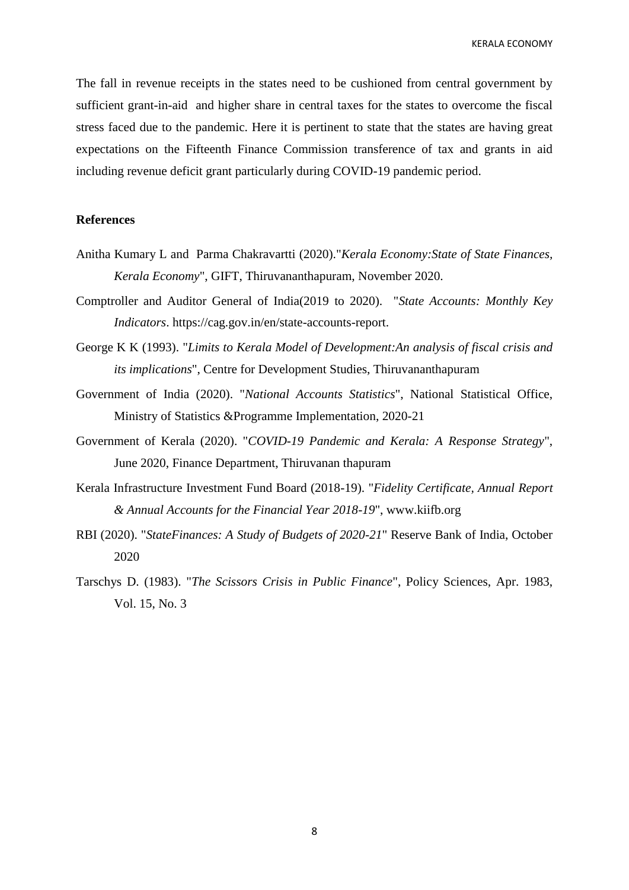The fall in revenue receipts in the states need to be cushioned from central government by sufficient grant-in-aid and higher share in central taxes for the states to overcome the fiscal stress faced due to the pandemic. Here it is pertinent to state that the states are having great expectations on the Fifteenth Finance Commission transference of tax and grants in aid including revenue deficit grant particularly during COVID-19 pandemic period.

## References

Anitha Kumary L and Parma Chakravartti (2020)."*Kerala Economy:State of State Finances, Kerala Economy*", GIFT, Thiruvananthapuram, November 2020.

Comptroller and Auditor General of India(2019 to 2020). "*State Accounts: Monthly Key Indicators*. https://cag.gov.in/en/state-accounts-report.

George K K (1993). "*Limits to Kerala Model of Development:An analysis of fiscal crisis and its implications*", Centre for Development Studies, Thiruvananthapuram

Government of India (2020). "*National Accounts Statistics*", National Statistical Office, Ministry of Statistics &Programme Implementation, 2020-21

Government of Kerala (2020). "*COVID-19 Pandemic and Kerala: A Response Strategy*", June 2020, Finance Department, Thiruvanan thapuram

Kerala Infrastructure Investment Fund Board (2018-19). "*Fidelity Certificate, Annual Report & Annual Accounts for the Financial Year 2018-19*", www.kiifb.org

RBI (2020). "*StateFinances: A Study of Budgets of 2020-21*" Reserve Bank of India, October 2020

Tarschys D. (1983). "*The Scissors Crisis in Public Finance*", Policy Sciences, Apr. 1983, Vol. 15, No. 3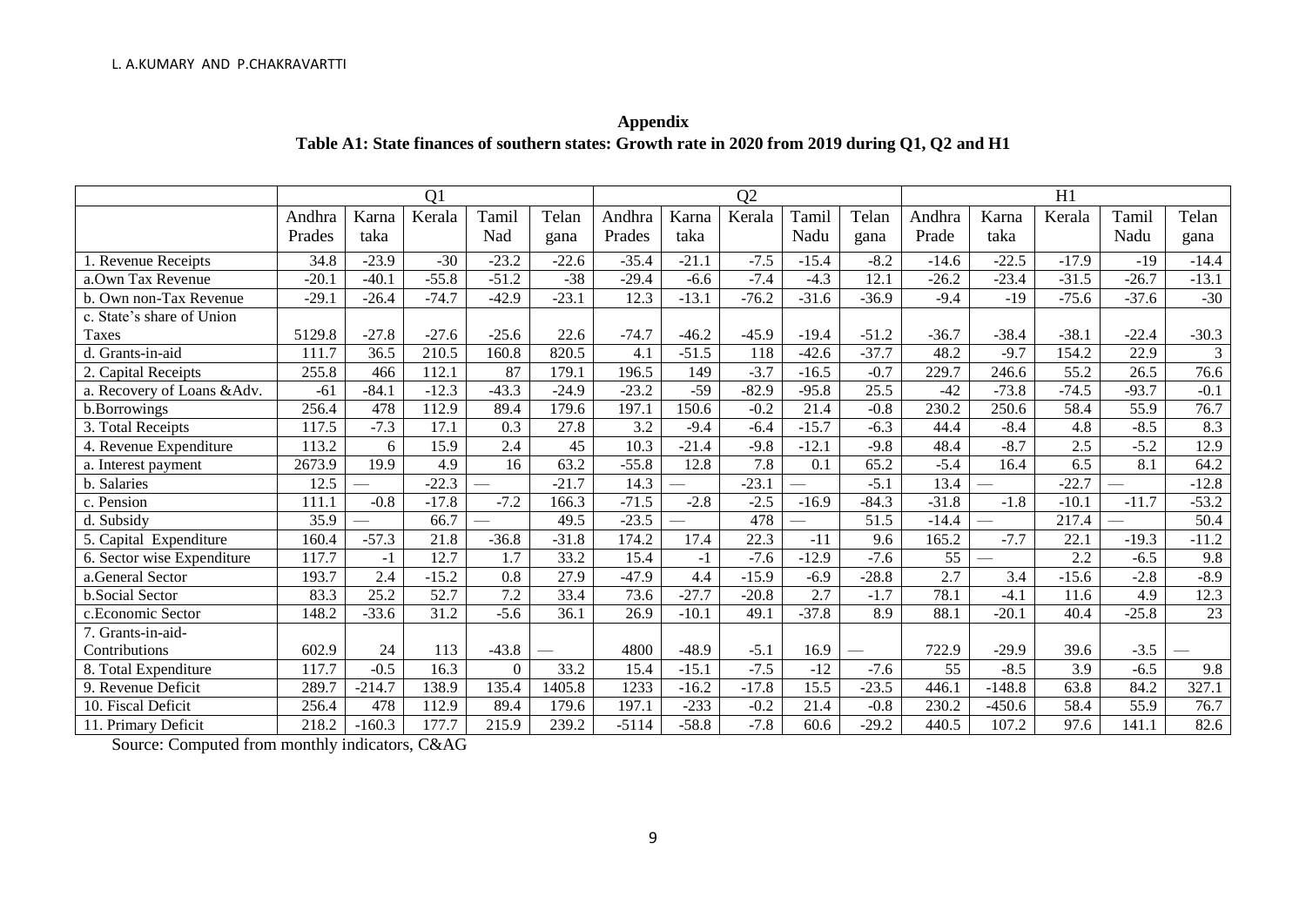## Appendix

**Table A1: State finances of southern states: Growth rate in 2020 from 2019 during Q1, Q2 and H1**

| | Q1 | | | | | Q2 | | | | | H1 | | | | |
|---|---|---|---|---|---|---|---|---|---|---|---|---|---|---|---|
| | Andhra Prades | Karna taka | Kerala | Tamil Nad | Telan gana | Andhra Prades | Karna taka | Kerala | Tamil Nadu | Telan gana | Andhra Prade | Karna taka | Kerala | Tamil Nadu | Telan gana |
| 1. Revenue Receipts | 34.8 | -23.9 | -30 | -23.2 | -22.6 | -35.4 | -21.1 | -7.5 | -15.4 | -8.2 | -14.6 | -22.5 | -17.9 | -19 | -14.4 |
| a.Own Tax Revenue | -20.1 | -40.1 | -55.8 | -51.2 | -38 | -29.4 | -6.6 | -7.4 | -4.3 | 12.1 | -26.2 | -23.4 | -31.5 | -26.7 | -13.1 |
| b. Own non-Tax Revenue | -29.1 | -26.4 | -74.7 | -42.9 | -23.1 | 12.3 | -13.1 | -76.2 | -31.6 | -36.9 | -9.4 | -19 | -75.6 | -37.6 | -30 |
| c. State's share of Union Taxes | 5129.8 | -27.8 | -27.6 | -25.6 | 22.6 | -74.7 | -46.2 | -45.9 | -19.4 | -51.2 | -36.7 | -38.4 | -38.1 | -22.4 | -30.3 |
| d. Grants-in-aid | 111.7 | 36.5 | 210.5 | 160.8 | 820.5 | 4.1 | -51.5 | 118 | -42.6 | -37.7 | 48.2 | -9.7 | 154.2 | 22.9 | 3 |
| 2. Capital Receipts | 255.8 | 466 | 112.1 | 87 | 179.1 | 196.5 | 149 | -3.7 | -16.5 | -0.7 | 229.7 | 246.6 | 55.2 | 26.5 | 76.6 |
| a. Recovery of Loans &Adv. | -61 | -84.1 | -12.3 | -43.3 | -24.9 | -23.2 | -59 | -82.9 | -95.8 | 25.5 | -42 | -73.8 | -74.5 | -93.7 | -0.1 |
| b.Borrowings | 256.4 | 478 | 112.9 | 89.4 | 179.6 | 197.1 | 150.6 | -0.2 | 21.4 | -0.8 | 230.2 | 250.6 | 58.4 | 55.9 | 76.7 |
| 3. Total Receipts | 117.5 | -7.3 | 17.1 | 0.3 | 27.8 | 3.2 | -9.4 | -6.4 | -15.7 | -6.3 | 44.4 | -8.4 | 4.8 | -8.5 | 8.3 |
| 4. Revenue Expenditure | 113.2 | 6 | 15.9 | 2.4 | 45 | 10.3 | -21.4 | -9.8 | -12.1 | -9.8 | 48.4 | -8.7 | 2.5 | -5.2 | 12.9 |
| a. Interest payment | 2673.9 | 19.9 | 4.9 | 16 | 63.2 | -55.8 | 12.8 | 7.8 | 0.1 | 65.2 | -5.4 | 16.4 | 6.5 | 8.1 | 64.2 |
| b. Salaries | 12.5 | — | -22.3 | — | -21.7 | 14.3 | — | -23.1 | — | -5.1 | 13.4 | — | -22.7 | — | -12.8 |
| c. Pension | 111.1 | -0.8 | -17.8 | -7.2 | 166.3 | -71.5 | -2.8 | -2.5 | -16.9 | -84.3 | -31.8 | -1.8 | -10.1 | -11.7 | -53.2 |
| d. Subsidy | 35.9 | — | 66.7 | — | 49.5 | -23.5 | — | 478 | — | 51.5 | -14.4 | — | 217.4 | — | 50.4 |
| 5. Capital Expenditure | 160.4 | -57.3 | 21.8 | -36.8 | -31.8 | 174.2 | 17.4 | 22.3 | -11 | 9.6 | 165.2 | -7.7 | 22.1 | -19.3 | -11.2 |
| 6. Sector wise Expenditure | 117.7 | -1 | 12.7 | 1.7 | 33.2 | 15.4 | -1 | -7.6 | -12.9 | -7.6 | 55 | — | 2.2 | -6.5 | 9.8 |
| a.General Sector | 193.7 | 2.4 | -15.2 | 0.8 | 27.9 | -47.9 | 4.4 | -15.9 | -6.9 | -28.8 | 2.7 | 3.4 | -15.6 | -2.8 | -8.9 |
| b.Social Sector | 83.3 | 25.2 | 52.7 | 7.2 | 33.4 | 73.6 | -27.7 | -20.8 | 2.7 | -1.7 | 78.1 | -4.1 | 11.6 | 4.9 | 12.3 |
| c.Economic Sector | 148.2 | -33.6 | 31.2 | -5.6 | 36.1 | 26.9 | -10.1 | 49.1 | -37.8 | 8.9 | 88.1 | -20.1 | 40.4 | -25.8 | 23 |
| 7. Grants-in-aid-Contributions | 602.9 | 24 | 113 | -43.8 | — | 4800 | -48.9 | -5.1 | 16.9 | — | 722.9 | -29.9 | 39.6 | -3.5 | — |
| 8. Total Expenditure | 117.7 | -0.5 | 16.3 | 0 | 33.2 | 15.4 | -15.1 | -7.5 | -12 | -7.6 | 55 | -8.5 | 3.9 | -6.5 | 9.8 |
| 9. Revenue Deficit | 289.7 | -214.7 | 138.9 | 135.4 | 1405.8 | 1233 | -16.2 | -17.8 | 15.5 | -23.5 | 446.1 | -148.8 | 63.8 | 84.2 | 327.1 |
| 10. Fiscal Deficit | 256.4 | 478 | 112.9 | 89.4 | 179.6 | 197.1 | -233 | -0.2 | 21.4 | -0.8 | 230.2 | -450.6 | 58.4 | 55.9 | 76.7 |
| 11. Primary Deficit | 218.2 | -160.3 | 177.7 | 215.9 | 239.2 | -5114 | -58.8 | -7.8 | 60.6 | -29.2 | 440.5 | 107.2 | 97.6 | 141.1 | 82.6 |

Source: Computed from monthly indicators, C&AG